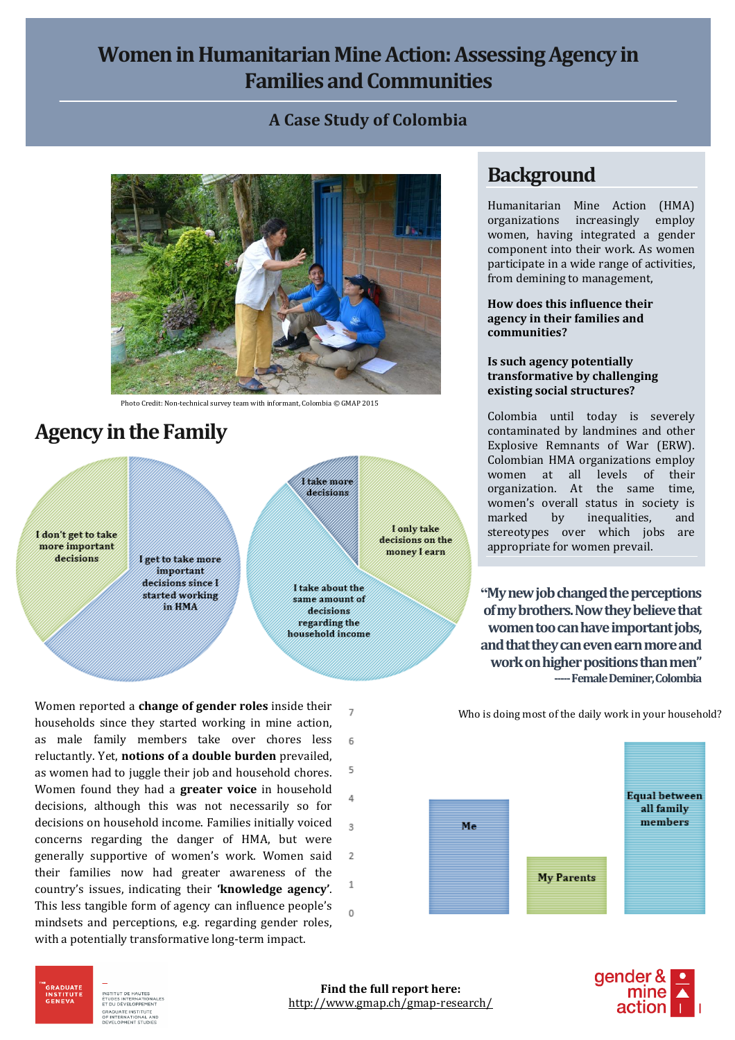# Women in Humanitarian Mine Action: Assessing Agency in Families and Communities

## A Case Study of Colombia

Photo Credit: Non-technical survey team with informant, Colombia © GMAP 2015

## Background

Humanitarian Mine Action (HMA) organizations increasingly employ women, having integrated a gender component into their work. As women participate in a wide range of activities, from demining to management,

**How does this influence their agency in their families and communities?**

**Is such agency potentially transformative by challenging existing social structures?**

Colombia until today is severely contaminated by landmines and other Explosive Remnants of War (ERW). Colombian HMA organizations employ women at all levels of their organization. At the same time, women's overall status in society is marked by inequalities, and stereotypes over which jobs are appropriate for women prevail.

**"My new job changed the perceptions of my brothers. Now they believe that women too can have important jobs, and that they can even earn more and work on higher positions than men"**

**----- Female Deminer, Colombia**

## Agency in the Family

- I don't get to take more important decisions
- I get to take more important decisions since I started working in HMA

- I take more decisions
- I only take decisions on the money I earn
- I take about the same amount of decisions regarding the household income

Women reported a **change of gender roles** inside their households since they started working in mine action, as male family members take over chores less reluctantly. Yet, **notions of a double burden** prevailed, as women had to juggle their job and household chores. Women found they had a **greater voice** in household decisions, although this was not necessarily so for decisions on household income. Families initially voiced concerns regarding the danger of HMA, but were generally supportive of women's work. Women said their families now had greater awareness of the country's issues, indicating their **'knowledge agency'**. This less tangible form of agency can influence people's mindsets and perceptions, e.g. regarding gender roles, with a potentially transformative long-term impact.

Who is doing most of the daily work in your household?

| Answer | Value |
|---|---|
| Me | 4 |
| My Parents | 2 |
| Equal between all family members | 6 |

**Find the full report here:**
http://www.gmap.ch/gmap-research/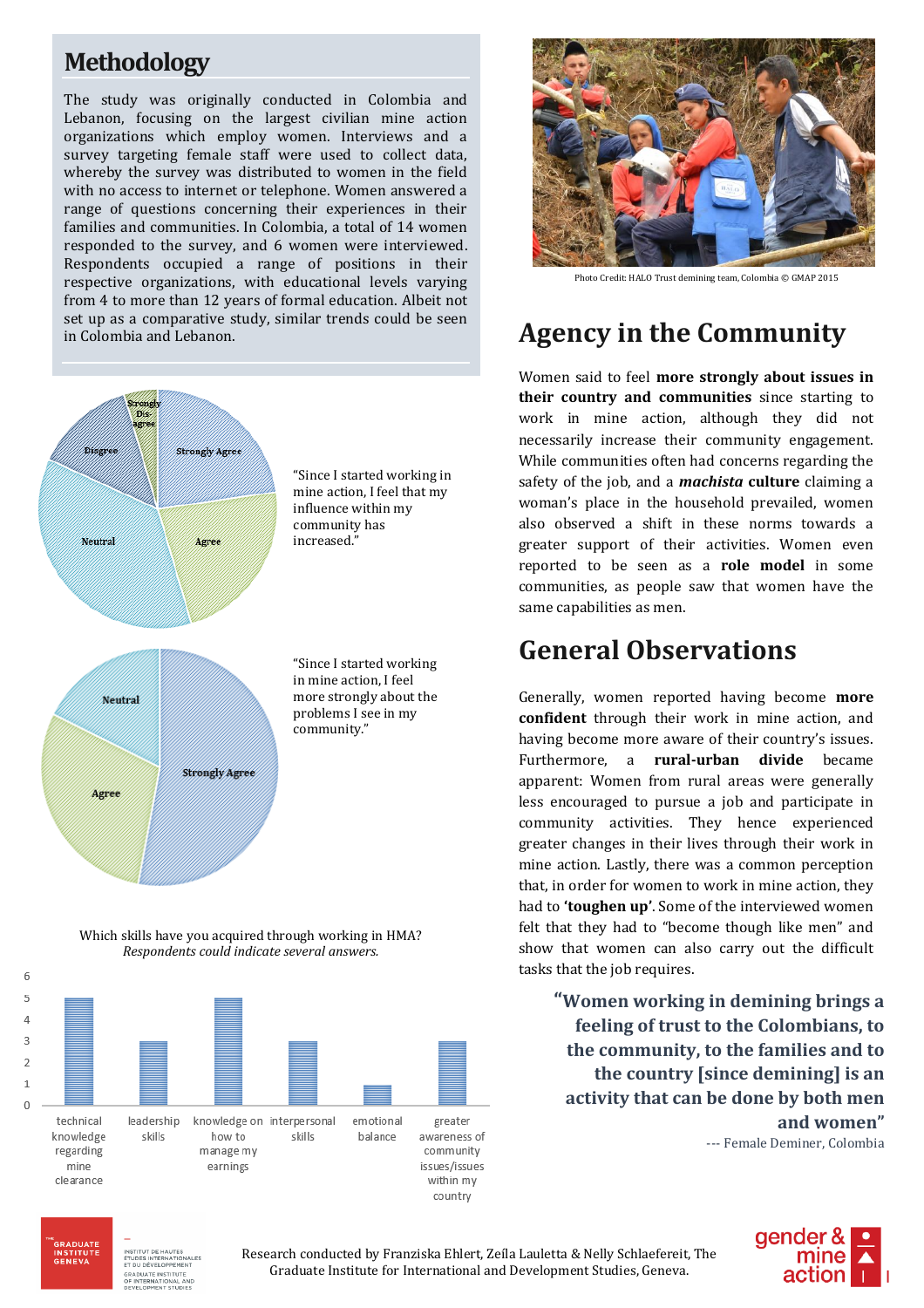## Methodology

The study was originally conducted in Colombia and Lebanon, focusing on the largest civilian mine action organizations which employ women. Interviews and a survey targeting female staff were used to collect data, whereby the survey was distributed to women in the field with no access to internet or telephone. Women answered a range of questions concerning their experiences in their families and communities. In Colombia, a total of 14 women responded to the survey, and 6 women were interviewed. Respondents occupied a range of positions in their respective organizations, with educational levels varying from 4 to more than 12 years of formal education. Albeit not set up as a comparative study, similar trends could be seen in Colombia and Lebanon.

Strongly Disagree
Disagree
Strongly Agree
Neutral
Agree

"Since I started working in mine action, I feel that my influence within my community has increased."

Neutral
Strongly Agree
Agree

"Since I started working in mine action, I feel more strongly about the problems I see in my community."

Which skills have you acquired through working in HMA?
*Respondents could indicate several answers.*

6
5
4
3
2
1
0

technical knowledge regarding mine clearance
leadership skills
knowledge on how to manage my earnings
interpersonal skills
emotional balance
greater awareness of community issues/issues within my country

Photo Credit: HALO Trust demining team, Colombia © GMAP 2015

## Agency in the Community

Women said to feel **more strongly about issues in their country and communities** since starting to work in mine action, although they did not necessarily increase their community engagement. While communities often had concerns regarding the safety of the job, and a ***machista* culture** claiming a woman's place in the household prevailed, women also observed a shift in these norms towards a greater support of their activities. Women even reported to be seen as a **role model** in some communities, as people saw that women have the same capabilities as men.

## General Observations

Generally, women reported having become **more confident** through their work in mine action, and having become more aware of their country's issues. Furthermore, a **rural-urban divide** became apparent: Women from rural areas were generally less encouraged to pursue a job and participate in community activities. They hence experienced greater changes in their lives through their work in mine action. Lastly, there was a common perception that, in order for women to work in mine action, they had to **'toughen up'**. Some of the interviewed women felt that they had to "become though like men" and show that women can also carry out the difficult tasks that the job requires.

> **"Women working in demining brings a feeling of trust to the Colombians, to the community, to the families and to the country [since demining] is an activity that can be done by both men and women"**
>
> --- Female Deminer, Colombia

Research conducted by Franziska Ehlert, Zeíla Lauletta & Nelly Schlaefereit, The Graduate Institute for International and Development Studies, Geneva.